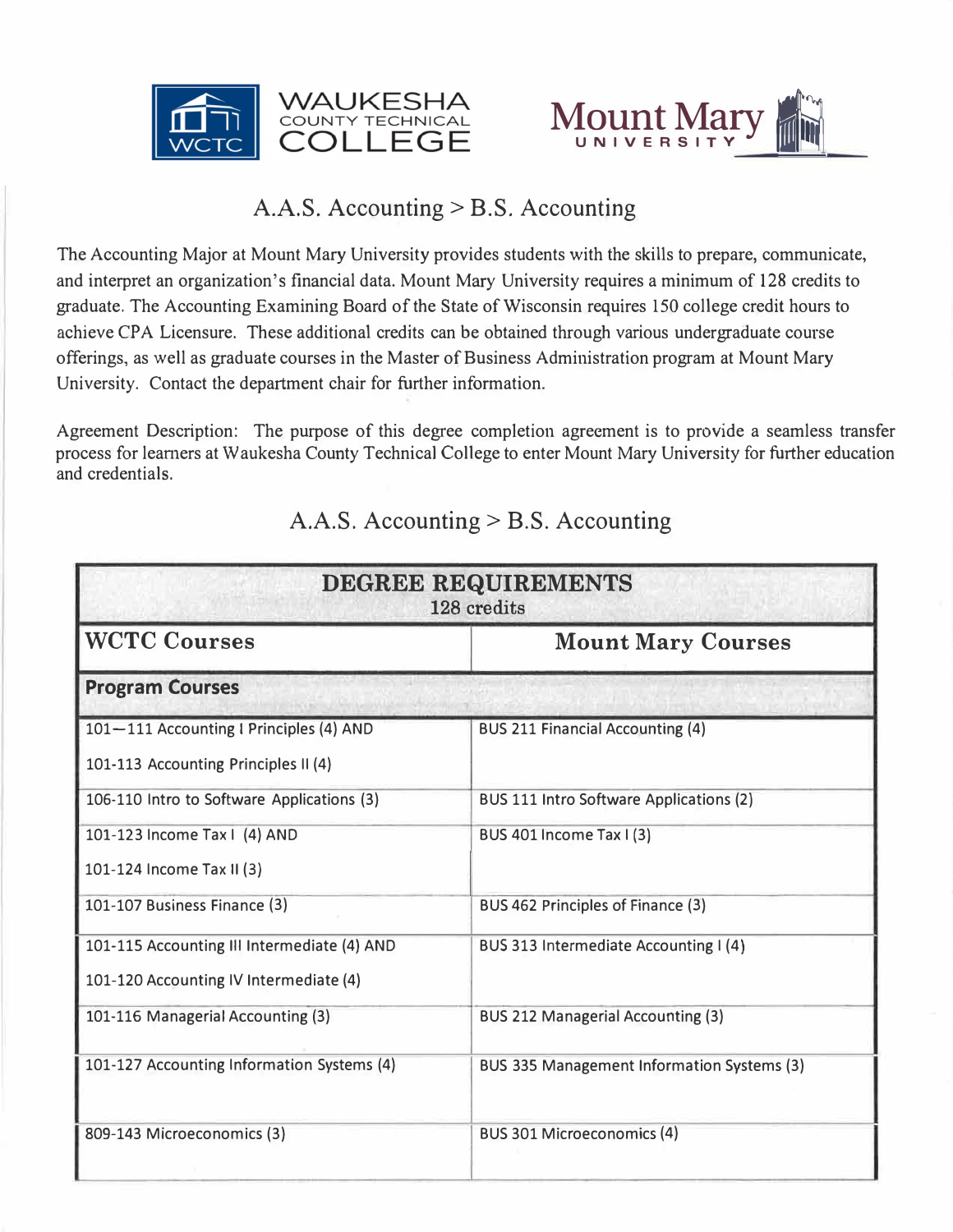# A.A.S. Accounting > B.S. Accounting

The Accounting Major at Mount Mary University provides students with the skills to prepare, communicate, and interpret an organization's financial data. Mount Mary University requires a minimum of 128 credits to graduate. The Accounting Examining Board of the State of Wisconsin requires 150 college credit hours to achieve CPA Licensure. These additional credits can be obtained through various undergraduate course offerings, as well as graduate courses in the Master of Business Administration program at Mount Mary University. Contact the department chair for further information.

Agreement Description: The purpose of this degree completion agreement is to provide a seamless transfer process for learners at Waukesha County Technical College to enter Mount Mary University for further education and credentials.

## A.A.S. Accounting > B.S. Accounting

| DEGREE REQUIREMENTS<br>128 credits | |
|---|---|
| **WCTC Courses** | **Mount Mary Courses** |
| **Program Courses** | |
| 101—111 Accounting I Principles (4) AND<br>101-113 Accounting Principles II (4) | BUS 211 Financial Accounting (4) |
| 106-110 Intro to Software Applications (3) | BUS 111 Intro Software Applications (2) |
| 101-123 Income Tax I (4) AND<br>101-124 Income Tax II (3) | BUS 401 Income Tax I (3) |
| 101-107 Business Finance (3) | BUS 462 Principles of Finance (3) |
| 101-115 Accounting III Intermediate (4) AND<br>101-120 Accounting IV Intermediate (4) | BUS 313 Intermediate Accounting I (4) |
| 101-116 Managerial Accounting (3) | BUS 212 Managerial Accounting (3) |
| 101-127 Accounting Information Systems (4) | BUS 335 Management Information Systems (3) |
| 809-143 Microeconomics (3) | BUS 301 Microeconomics (4) |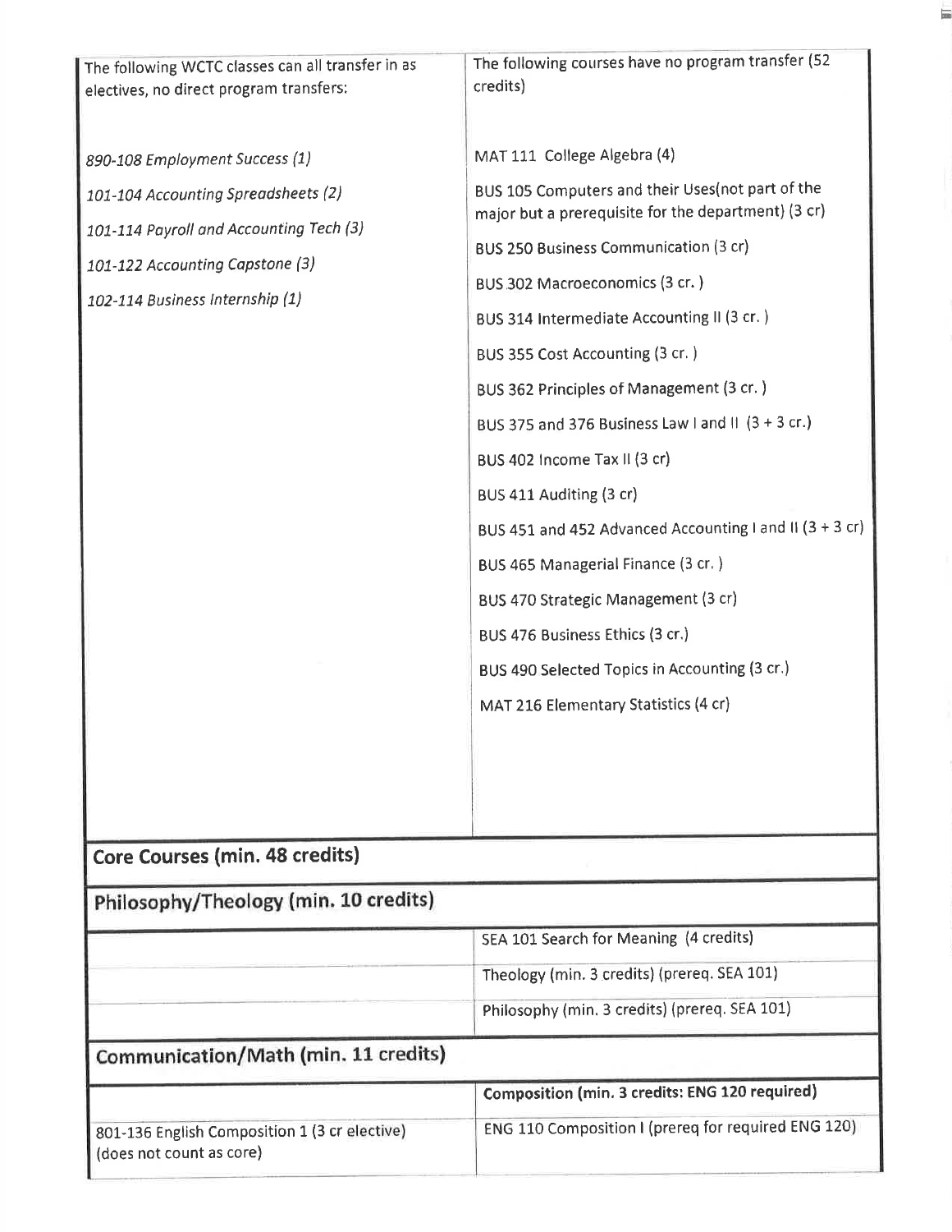| The following WCTC classes can all transfer in as electives, no direct program transfers: | The following courses have no program transfer (52 credits) |
| --- | --- |
| *890-108 Employment Success (1)*<br>*101-104 Accounting Spreadsheets (2)*<br>*101-114 Payroll and Accounting Tech (3)*<br>*101-122 Accounting Capstone (3)*<br>*102-114 Business Internship (1)* | MAT 111 College Algebra (4)<br>BUS 105 Computers and their Uses(not part of the major but a prerequisite for the department) (3 cr)<br>BUS 250 Business Communication (3 cr)<br>BUS 302 Macroeconomics (3 cr. )<br>BUS 314 Intermediate Accounting II (3 cr. )<br>BUS 355 Cost Accounting (3 cr. )<br>BUS 362 Principles of Management (3 cr. )<br>BUS 375 and 376 Business Law I and II (3 + 3 cr.)<br>BUS 402 Income Tax II (3 cr)<br>BUS 411 Auditing (3 cr)<br>BUS 451 and 452 Advanced Accounting I and II (3 + 3 cr)<br>BUS 465 Managerial Finance (3 cr. )<br>BUS 470 Strategic Management (3 cr)<br>BUS 476 Business Ethics (3 cr.)<br>BUS 490 Selected Topics in Accounting (3 cr.)<br>MAT 216 Elementary Statistics (4 cr) |
| **Core Courses (min. 48 credits)** | |
| **Philosophy/Theology (min. 10 credits)** | |
| | SEA 101 Search for Meaning (4 credits) |
| | Theology (min. 3 credits) (prereq. SEA 101) |
| | Philosophy (min. 3 credits) (prereq. SEA 101) |
| **Communication/Math (min. 11 credits)** | |
| | **Composition (min. 3 credits: ENG 120 required)** |
| 801-136 English Composition 1 (3 cr elective) (does not count as core) | ENG 110 Composition I (prereq for required ENG 120) |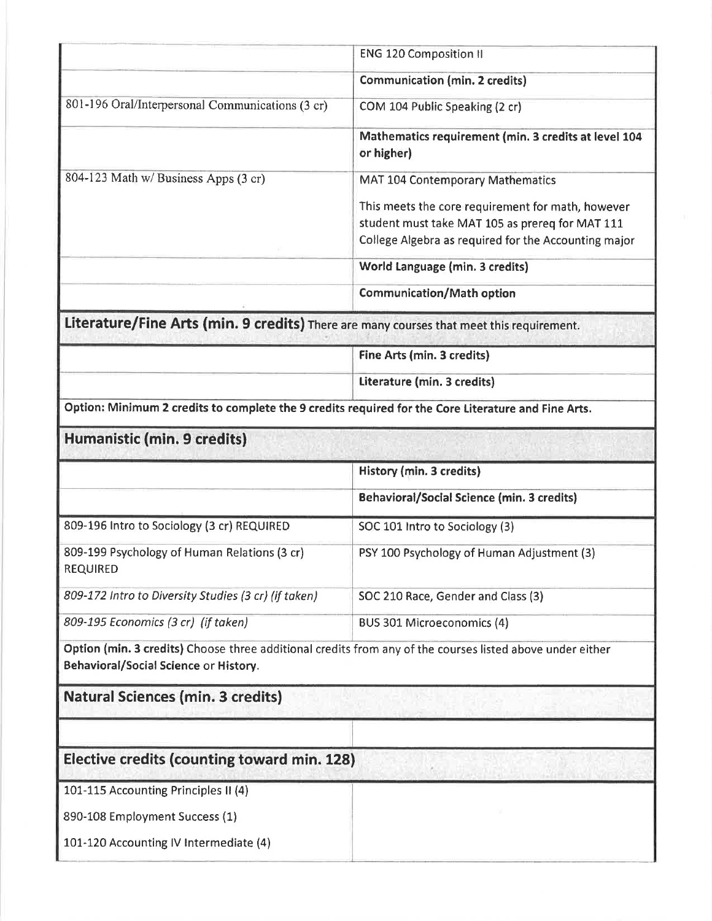| | |
|---|---|
| | ENG 120 Composition II |
| | **Communication (min. 2 credits)** |
| 801-196 Oral/Interpersonal Communications (3 cr) | COM 104 Public Speaking (2 cr) |
| | **Mathematics requirement (min. 3 credits at level 104 or higher)** |
| 804-123 Math w/ Business Apps (3 cr) | MAT 104 Contemporary Mathematics<br><br>This meets the core requirement for math, however student must take MAT 105 as prereq for MAT 111 College Algebra as required for the Accounting major |
| | **World Language (min. 3 credits)** |
| | **Communication/Math option** |

## Literature/Fine Arts (min. 9 credits) There are many courses that meet this requirement.

| | |
|---|---|
| | **Fine Arts (min. 3 credits)** |
| | **Literature (min. 3 credits)** |

**Option: Minimum 2 credits to complete the 9 credits required for the Core Literature and Fine Arts.**

## Humanistic (min. 9 credits)

| | |
|---|---|
| | **History (min. 3 credits)** |
| | **Behavioral/Social Science (min. 3 credits)** |
| 809-196 Intro to Sociology (3 cr) REQUIRED | SOC 101 Intro to Sociology (3) |
| 809-199 Psychology of Human Relations (3 cr) REQUIRED | PSY 100 Psychology of Human Adjustment (3) |
| *809-172 Intro to Diversity Studies (3 cr) (if taken)* | SOC 210 Race, Gender and Class (3) |
| *809-195 Economics (3 cr) (if taken)* | BUS 301 Microeconomics (4) |

**Option (min. 3 credits)** Choose three additional credits from any of the courses listed above under either **Behavioral/Social Science** or **History**.

## Natural Sciences (min. 3 credits)

| | |
|---|---|
| | |

## Elective credits (counting toward min. 128)

| | |
|---|---|
| 101-115 Accounting Principles II (4)<br><br>890-108 Employment Success (1)<br><br>101-120 Accounting IV Intermediate (4) | |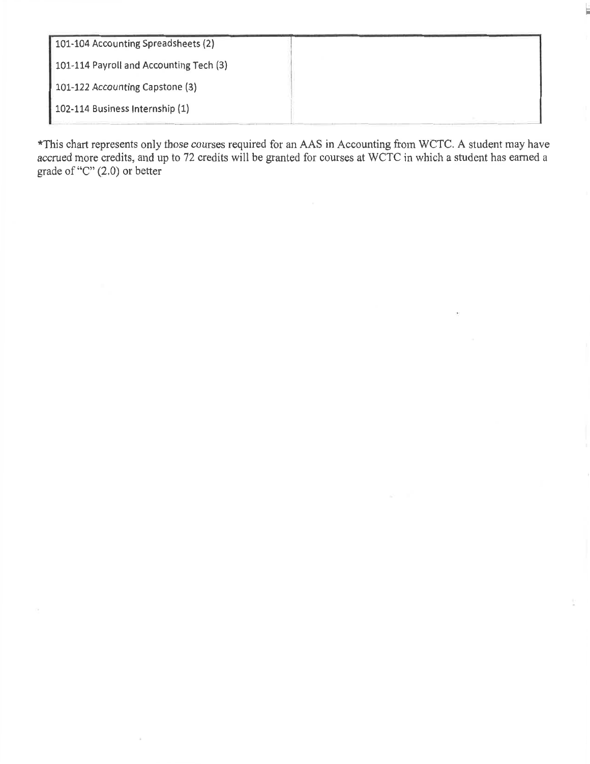| | |
|---|---|
| 101-104 Accounting Spreadsheets (2) | |
| 101-114 Payroll and Accounting Tech (3) | |
| 101-122 Accounting Capstone (3) | |
| 102-114 Business Internship (1) | |

*This chart represents only those courses required for an AAS in Accounting from WCTC. A student may have accrued more credits, and up to 72 credits will be granted for courses at WCTC in which a student has earned a grade of "C" (2.0) or better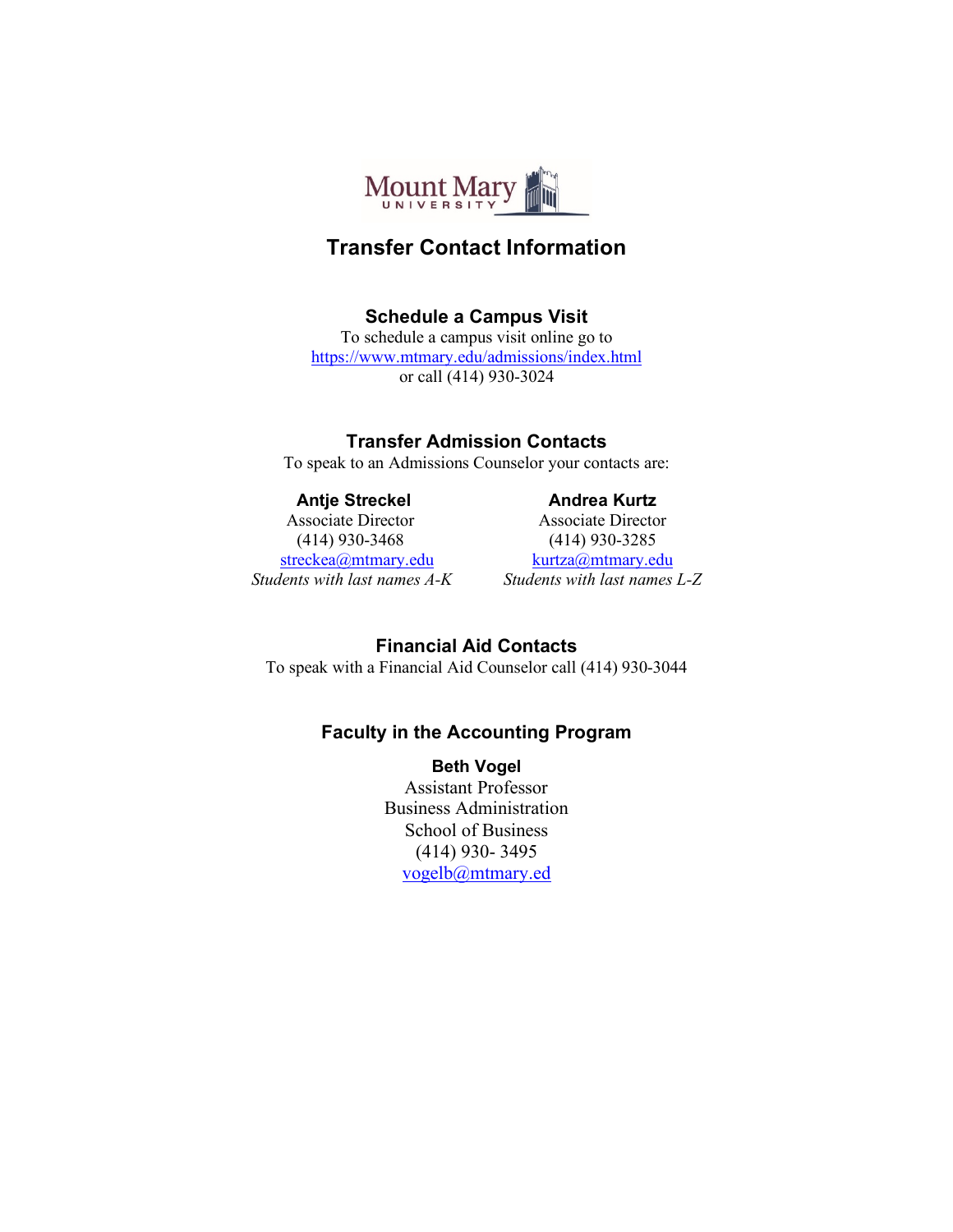Mount Mary UNIVERSITY

# Transfer Contact Information

## Schedule a Campus Visit

To schedule a campus visit online go to
https://www.mtmary.edu/admissions/index.html
or call (414) 930-3024

## Transfer Admission Contacts

To speak to an Admissions Counselor your contacts are:

**Antje Streckel**
Associate Director
(414) 930-3468
streckea@mtmary.edu
*Students with last names A-K*

**Andrea Kurtz**
Associate Director
(414) 930-3285
kurtza@mtmary.edu
*Students with last names L-Z*

## Financial Aid Contacts

To speak with a Financial Aid Counselor call (414) 930-3044

## Faculty in the Accounting Program

**Beth Vogel**
Assistant Professor
Business Administration
School of Business
(414) 930- 3495
vogelb@mtmary.ed